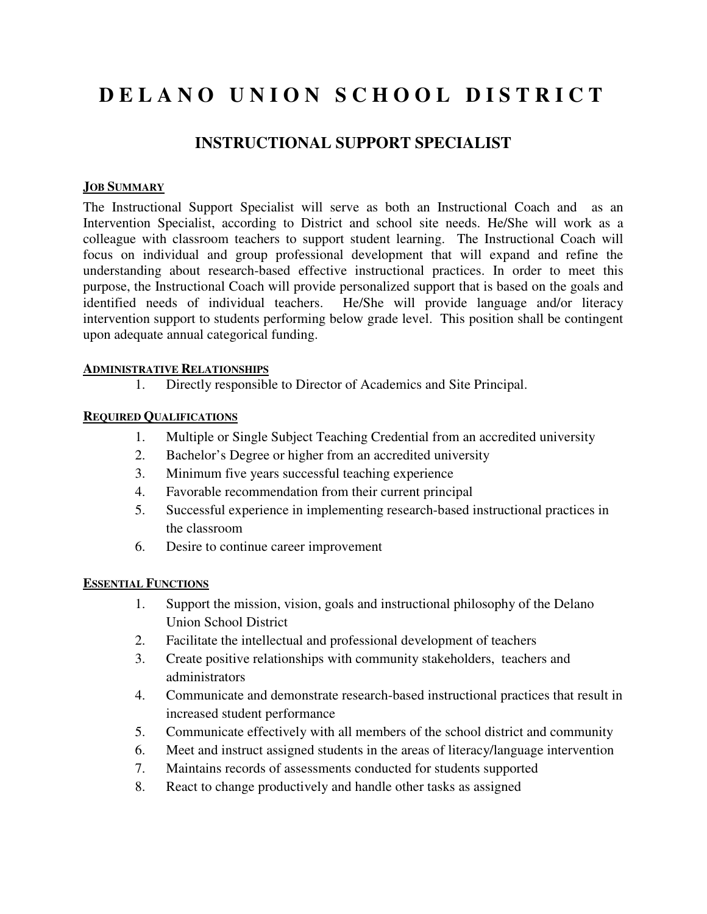# DELANO UNION SCHOOL DISTRICT

## INSTRUCTIONAL SUPPORT SPECIALIST

### JOB SUMMARY

The Instructional Support Specialist will serve as both an Instructional Coach and as an Intervention Specialist, according to District and school site needs. He/She will work as a colleague with classroom teachers to support student learning. The Instructional Coach will focus on individual and group professional development that will expand and refine the understanding about research-based effective instructional practices. In order to meet this purpose, the Instructional Coach will provide personalized support that is based on the goals and identified needs of individual teachers. He/She will provide language and/or literacy intervention support to students performing below grade level. This position shall be contingent upon adequate annual categorical funding.

### ADMINISTRATIVE RELATIONSHIPS

1. Directly responsible to Director of Academics and Site Principal.

### REQUIRED QUALIFICATIONS

1. Multiple or Single Subject Teaching Credential from an accredited university
2. Bachelor's Degree or higher from an accredited university
3. Minimum five years successful teaching experience
4. Favorable recommendation from their current principal
5. Successful experience in implementing research-based instructional practices in the classroom
6. Desire to continue career improvement

### ESSENTIAL FUNCTIONS

1. Support the mission, vision, goals and instructional philosophy of the Delano Union School District
2. Facilitate the intellectual and professional development of teachers
3. Create positive relationships with community stakeholders, teachers and administrators
4. Communicate and demonstrate research-based instructional practices that result in increased student performance
5. Communicate effectively with all members of the school district and community
6. Meet and instruct assigned students in the areas of literacy/language intervention
7. Maintains records of assessments conducted for students supported
8. React to change productively and handle other tasks as assigned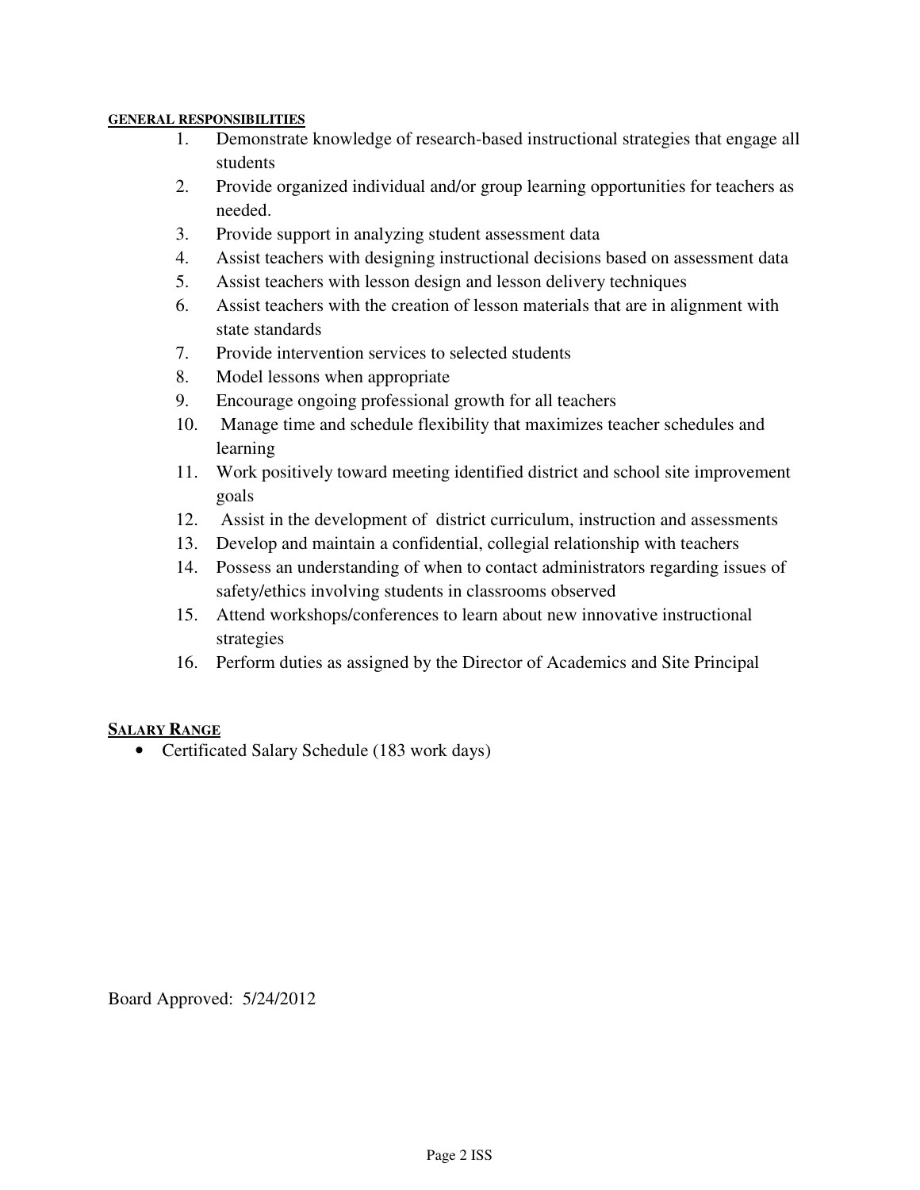**GENERAL RESPONSIBILITIES**

1. Demonstrate knowledge of research-based instructional strategies that engage all students
2. Provide organized individual and/or group learning opportunities for teachers as needed.
3. Provide support in analyzing student assessment data
4. Assist teachers with designing instructional decisions based on assessment data
5. Assist teachers with lesson design and lesson delivery techniques
6. Assist teachers with the creation of lesson materials that are in alignment with state standards
7. Provide intervention services to selected students
8. Model lessons when appropriate
9. Encourage ongoing professional growth for all teachers
10. Manage time and schedule flexibility that maximizes teacher schedules and learning
11. Work positively toward meeting identified district and school site improvement goals
12. Assist in the development of district curriculum, instruction and assessments
13. Develop and maintain a confidential, collegial relationship with teachers
14. Possess an understanding of when to contact administrators regarding issues of safety/ethics involving students in classrooms observed
15. Attend workshops/conferences to learn about new innovative instructional strategies
16. Perform duties as assigned by the Director of Academics and Site Principal

**SALARY RANGE**

- Certificated Salary Schedule (183 work days)

Board Approved: 5/24/2012